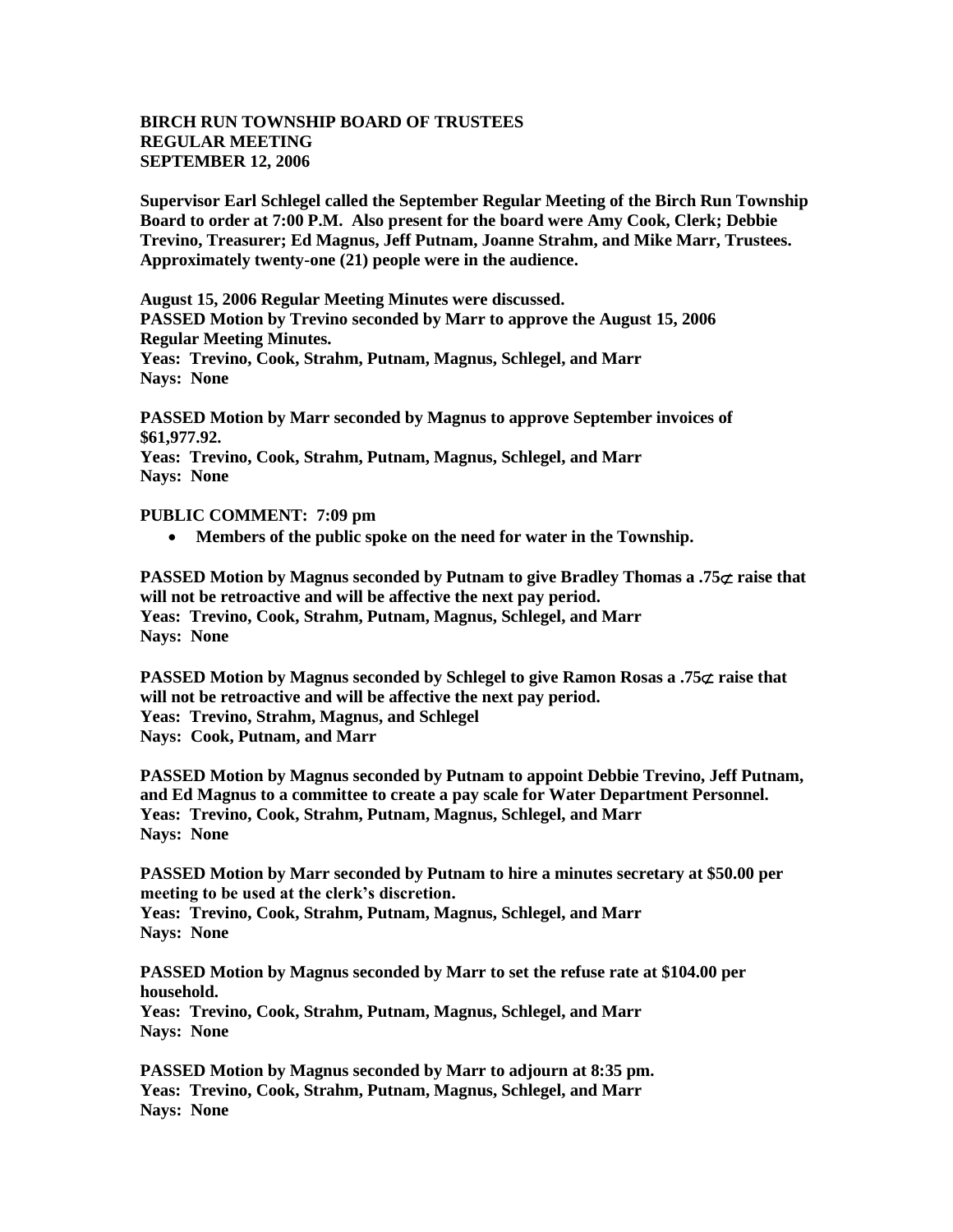**BIRCH RUN TOWNSHIP BOARD OF TRUSTEES**
**REGULAR MEETING**
**SEPTEMBER 12, 2006**

**Supervisor Earl Schlegel called the September Regular Meeting of the Birch Run Township Board to order at 7:00 P.M. Also present for the board were Amy Cook, Clerk; Debbie Trevino, Treasurer; Ed Magnus, Jeff Putnam, Joanne Strahm, and Mike Marr, Trustees. Approximately twenty-one (21) people were in the audience.**

**August 15, 2006 Regular Meeting Minutes were discussed.**
**PASSED Motion by Trevino seconded by Marr to approve the August 15, 2006 Regular Meeting Minutes.**
**Yeas: Trevino, Cook, Strahm, Putnam, Magnus, Schlegel, and Marr**
**Nays: None**

**PASSED Motion by Marr seconded by Magnus to approve September invoices of $61,977.92.**
**Yeas: Trevino, Cook, Strahm, Putnam, Magnus, Schlegel, and Marr**
**Nays: None**

**PUBLIC COMMENT: 7:09 pm**

- **Members of the public spoke on the need for water in the Township.**

**PASSED Motion by Magnus seconded by Putnam to give Bradley Thomas a .75¢ raise that will not be retroactive and will be affective the next pay period.**
**Yeas: Trevino, Cook, Strahm, Putnam, Magnus, Schlegel, and Marr**
**Nays: None**

**PASSED Motion by Magnus seconded by Schlegel to give Ramon Rosas a .75¢ raise that will not be retroactive and will be affective the next pay period.**
**Yeas: Trevino, Strahm, Magnus, and Schlegel**
**Nays: Cook, Putnam, and Marr**

**PASSED Motion by Magnus seconded by Putnam to appoint Debbie Trevino, Jeff Putnam, and Ed Magnus to a committee to create a pay scale for Water Department Personnel.**
**Yeas: Trevino, Cook, Strahm, Putnam, Magnus, Schlegel, and Marr**
**Nays: None**

**PASSED Motion by Marr seconded by Putnam to hire a minutes secretary at $50.00 per meeting to be used at the clerk's discretion.**
**Yeas: Trevino, Cook, Strahm, Putnam, Magnus, Schlegel, and Marr**
**Nays: None**

**PASSED Motion by Magnus seconded by Marr to set the refuse rate at $104.00 per household.**
**Yeas: Trevino, Cook, Strahm, Putnam, Magnus, Schlegel, and Marr**
**Nays: None**

**PASSED Motion by Magnus seconded by Marr to adjourn at 8:35 pm.**
**Yeas: Trevino, Cook, Strahm, Putnam, Magnus, Schlegel, and Marr**
**Nays: None**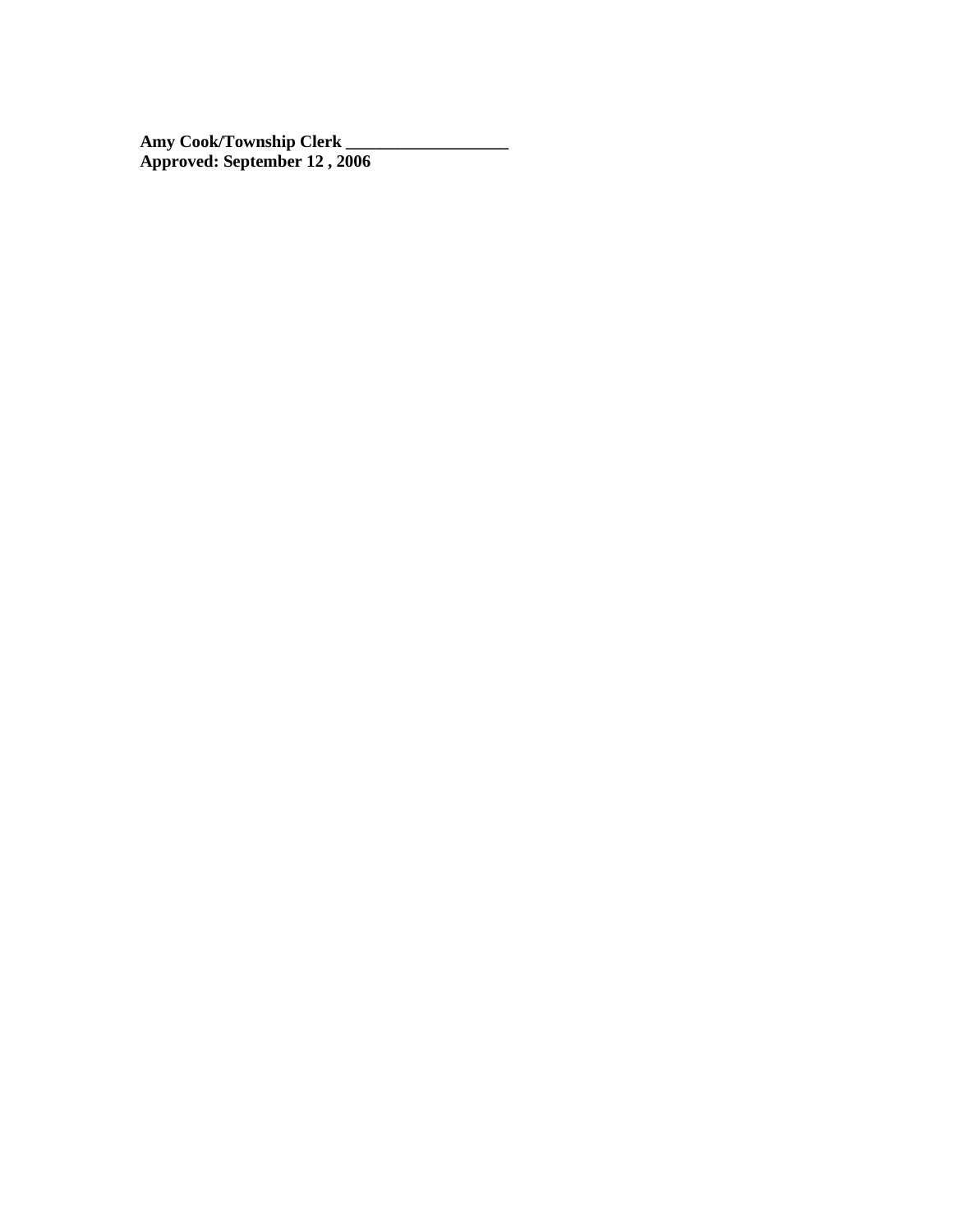**Amy Cook/Township Clerk ___________________**
**Approved: September 12 , 2006**